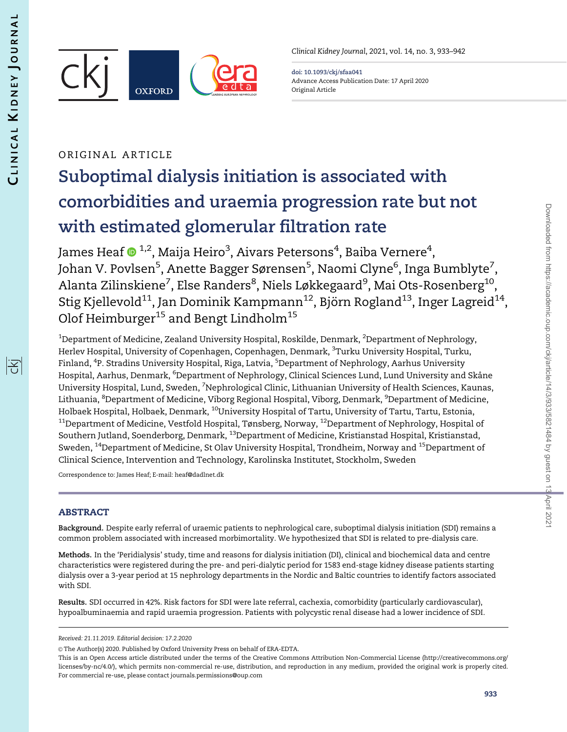ORIGINAL ARTICLE

# Suboptimal dialysis initiation is associated with comorbidities and uraemia progression rate but not with estimated glomerular filtration rate

James Heaf[1,2], Maija Heiro[3], Aivars Petersons[4], Baiba Vernere[4], Johan V. Povlsen[5], Anette Bagger Sørensen[5], Naomi Clyne[6], Inga Bumblyte[7], Alanta Zilinskiene[7], Else Randers[8], Niels Løkkegaard[9], Mai Ots-Rosenberg[10], Stig Kjellevold[11], Jan Dominik Kampmann[12], Björn Rogland[13], Inger Lagreid[14], Olof Heimburger[15] and Bengt Lindholm[15]

[1]Department of Medicine, Zealand University Hospital, Roskilde, Denmark, [2]Department of Nephrology, Herlev Hospital, University of Copenhagen, Copenhagen, Denmark, [3]Turku University Hospital, Turku, Finland, [4]P. Stradins University Hospital, Riga, Latvia, [5]Department of Nephrology, Aarhus University Hospital, Aarhus, Denmark, [6]Department of Nephrology, Clinical Sciences Lund, Lund University and Skåne University Hospital, Lund, Sweden, [7]Nephrological Clinic, Lithuanian University of Health Sciences, Kaunas, Lithuania, [8]Department of Medicine, Viborg Regional Hospital, Viborg, Denmark, [9]Department of Medicine, Holbaek Hospital, Holbaek, Denmark, [10]University Hospital of Tartu, University of Tartu, Tartu, Estonia, [11]Department of Medicine, Vestfold Hospital, Tønsberg, Norway, [12]Department of Nephrology, Hospital of Southern Jutland, Soenderborg, Denmark, [13]Department of Medicine, Kristianstad Hospital, Kristianstad, Sweden, [14]Department of Medicine, St Olav University Hospital, Trondheim, Norway and [15]Department of Clinical Science, Intervention and Technology, Karolinska Institutet, Stockholm, Sweden

Correspondence to: James Heaf; E-mail: heaf@dadlnet.dk

## ABSTRACT

**Background.** Despite early referral of uraemic patients to nephrological care, suboptimal dialysis initiation (SDI) remains a common problem associated with increased morbimortality. We hypothesized that SDI is related to pre-dialysis care.

**Methods.** In the 'Peridialysis' study, time and reasons for dialysis initiation (DI), clinical and biochemical data and centre characteristics were registered during the pre- and peri-dialytic period for 1583 end-stage kidney disease patients starting dialysis over a 3-year period at 15 nephrology departments in the Nordic and Baltic countries to identify factors associated with SDI.

**Results.** SDI occurred in 42%. Risk factors for SDI were late referral, cachexia, comorbidity (particularly cardiovascular), hypoalbuminaemia and rapid uraemia progression. Patients with polycystic renal disease had a lower incidence of SDI.

*Received: 21.11.2019. Editorial decision: 17.2.2020*

© The Author(s) 2020. Published by Oxford University Press on behalf of ERA-EDTA.

This is an Open Access article distributed under the terms of the Creative Commons Attribution Non-Commercial License (http://creativecommons.org/licenses/by-nc/4.0/), which permits non-commercial re-use, distribution, and reproduction in any medium, provided the original work is properly cited. For commercial re-use, please contact journals.permissions@oup.com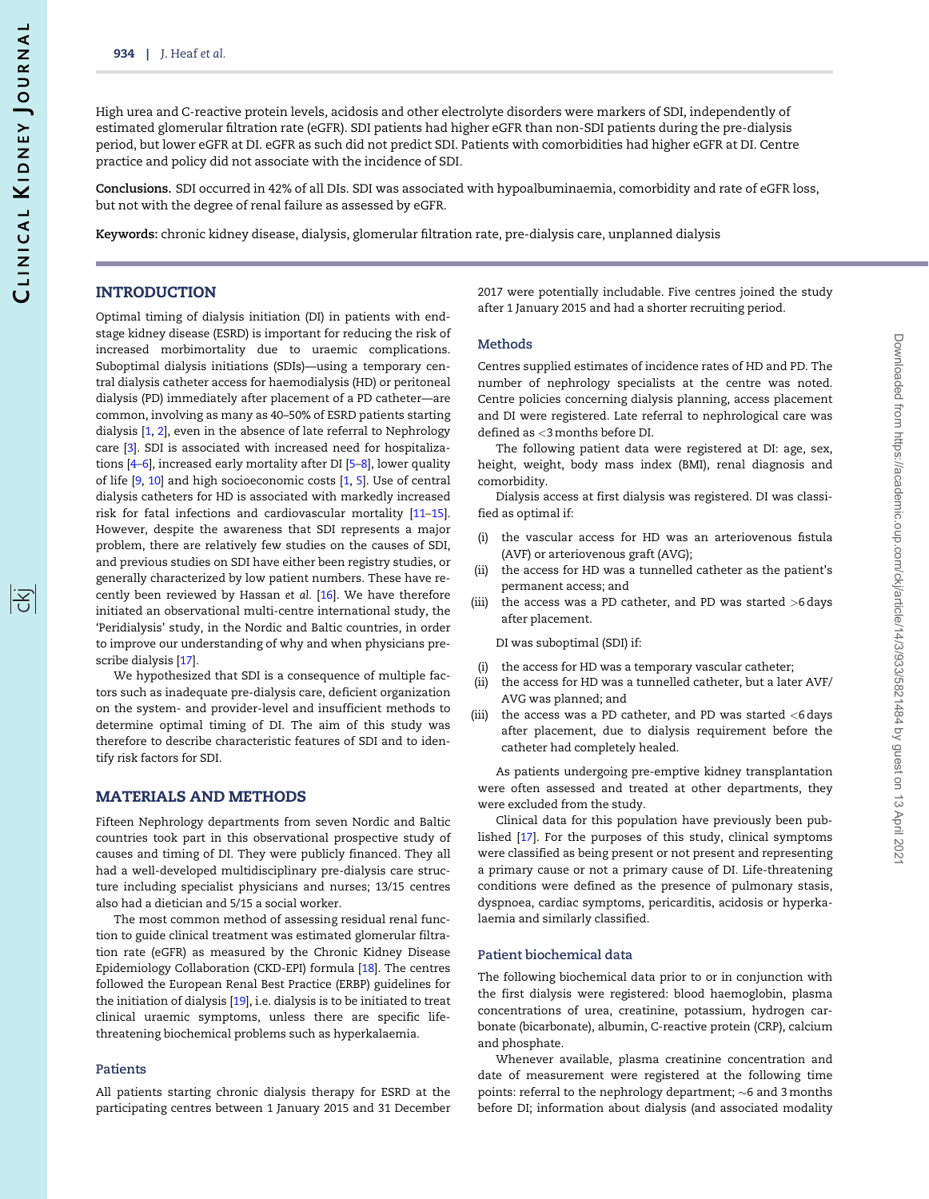High urea and C-reactive protein levels, acidosis and other electrolyte disorders were markers of SDI, independently of estimated glomerular filtration rate (eGFR). SDI patients had higher eGFR than non-SDI patients during the pre-dialysis period, but lower eGFR at DI. eGFR as such did not predict SDI. Patients with comorbidities had higher eGFR at DI. Centre practice and policy did not associate with the incidence of SDI.

**Conclusions.** SDI occurred in 42% of all DIs. SDI was associated with hypoalbuminaemia, comorbidity and rate of eGFR loss, but not with the degree of renal failure as assessed by eGFR.

**Keywords:** chronic kidney disease, dialysis, glomerular filtration rate, pre-dialysis care, unplanned dialysis

## INTRODUCTION

Optimal timing of dialysis initiation (DI) in patients with end-stage kidney disease (ESRD) is important for reducing the risk of increased morbimortality due to uraemic complications. Suboptimal dialysis initiations (SDIs)—using a temporary central dialysis catheter access for haemodialysis (HD) or peritoneal dialysis (PD) immediately after placement of a PD catheter—are common, involving as many as 40–50% of ESRD patients starting dialysis [1, 2], even in the absence of late referral to Nephrology care [3]. SDI is associated with increased need for hospitalizations [4–6], increased early mortality after DI [5–8], lower quality of life [9, 10] and high socioeconomic costs [1, 5]. Use of central dialysis catheters for HD is associated with markedly increased risk for fatal infections and cardiovascular mortality [11–15]. However, despite the awareness that SDI represents a major problem, there are relatively few studies on the causes of SDI, and previous studies on SDI have either been registry studies, or generally characterized by low patient numbers. These have recently been reviewed by Hassan *et al.* [16]. We have therefore initiated an observational multi-centre international study, the 'Peridialysis' study, in the Nordic and Baltic countries, in order to improve our understanding of why and when physicians prescribe dialysis [17].

We hypothesized that SDI is a consequence of multiple factors such as inadequate pre-dialysis care, deficient organization on the system- and provider-level and insufficient methods to determine optimal timing of DI. The aim of this study was therefore to describe characteristic features of SDI and to identify risk factors for SDI.

## MATERIALS AND METHODS

Fifteen Nephrology departments from seven Nordic and Baltic countries took part in this observational prospective study of causes and timing of DI. They were publicly financed. They all had a well-developed multidisciplinary pre-dialysis care structure including specialist physicians and nurses; 13/15 centres also had a dietician and 5/15 a social worker.

The most common method of assessing residual renal function to guide clinical treatment was estimated glomerular filtration rate (eGFR) as measured by the Chronic Kidney Disease Epidemiology Collaboration (CKD-EPI) formula [18]. The centres followed the European Renal Best Practice (ERBP) guidelines for the initiation of dialysis [19], i.e. dialysis is to be initiated to treat clinical uraemic symptoms, unless there are specific life-threatening biochemical problems such as hyperkalaemia.

### Patients

All patients starting chronic dialysis therapy for ESRD at the participating centres between 1 January 2015 and 31 December 2017 were potentially includable. Five centres joined the study after 1 January 2015 and had a shorter recruiting period.

### Methods

Centres supplied estimates of incidence rates of HD and PD. The number of nephrology specialists at the centre was noted. Centre policies concerning dialysis planning, access placement and DI were registered. Late referral to nephrological care was defined as <3 months before DI.

The following patient data were registered at DI: age, sex, height, weight, body mass index (BMI), renal diagnosis and comorbidity.

Dialysis access at first dialysis was registered. DI was classified as optimal if:

(i) the vascular access for HD was an arteriovenous fistula (AVF) or arteriovenous graft (AVG);
(ii) the access for HD was a tunnelled catheter as the patient's permanent access; and
(iii) the access was a PD catheter, and PD was started >6 days after placement.

DI was suboptimal (SDI) if:

(i) the access for HD was a temporary vascular catheter;
(ii) the access for HD was a tunnelled catheter, but a later AVF/AVG was planned; and
(iii) the access was a PD catheter, and PD was started <6 days after placement, due to dialysis requirement before the catheter had completely healed.

As patients undergoing pre-emptive kidney transplantation were often assessed and treated at other departments, they were excluded from the study.

Clinical data for this population have previously been published [17]. For the purposes of this study, clinical symptoms were classified as being present or not present and representing a primary cause or not a primary cause of DI. Life-threatening conditions were defined as the presence of pulmonary stasis, dyspnoea, cardiac symptoms, pericarditis, acidosis or hyperkalaemia and similarly classified.

### Patient biochemical data

The following biochemical data prior to or in conjunction with the first dialysis were registered: blood haemoglobin, plasma concentrations of urea, creatinine, potassium, hydrogen carbonate (bicarbonate), albumin, C-reactive protein (CRP), calcium and phosphate.

Whenever available, plasma creatinine concentration and date of measurement were registered at the following time points: referral to the nephrology department; ~6 and 3 months before DI; information about dialysis (and associated modality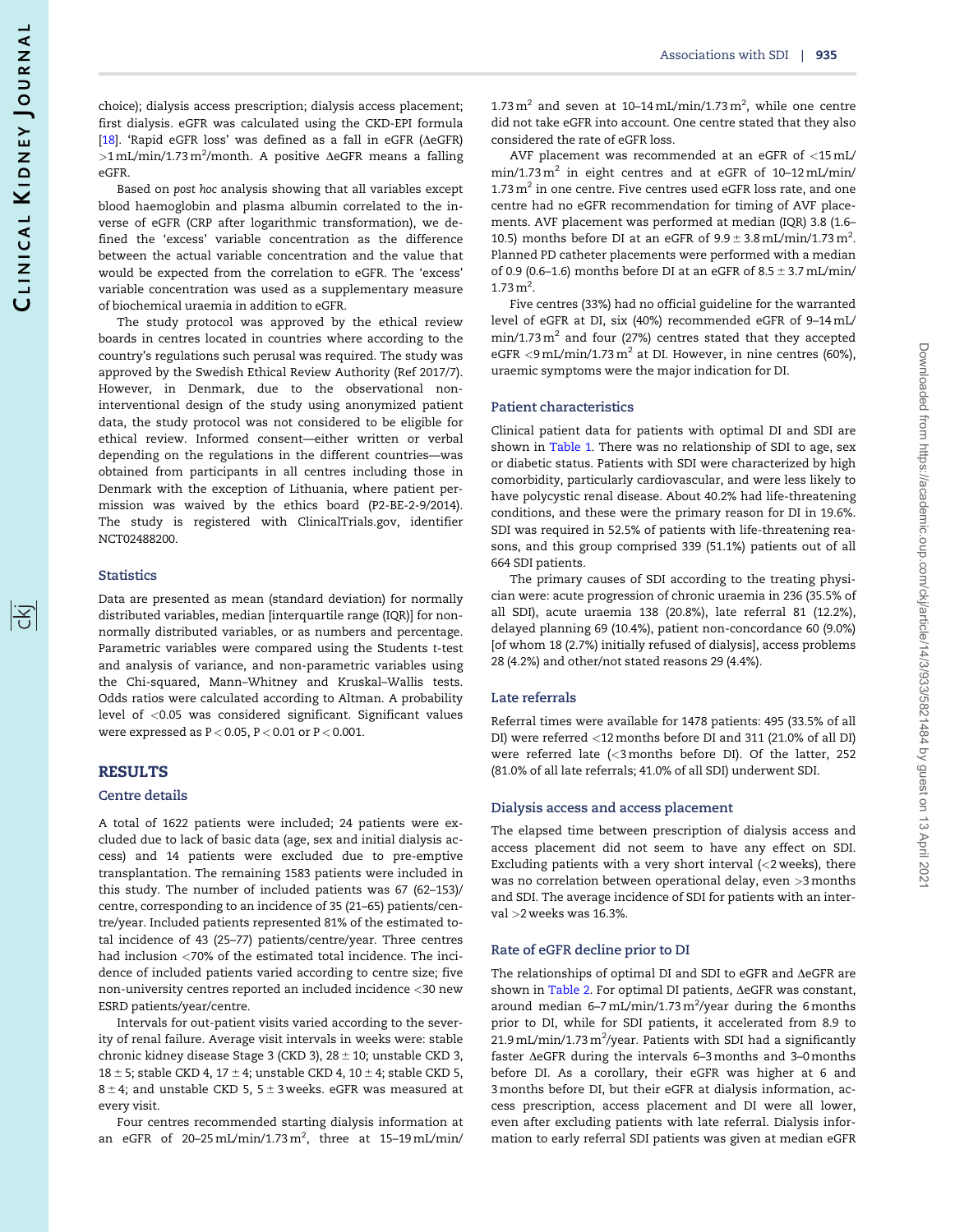choice); dialysis access prescription; dialysis access placement; first dialysis. eGFR was calculated using the CKD-EPI formula [18]. 'Rapid eGFR loss' was defined as a fall in eGFR (ΔeGFR) >1 mL/min/1.73 m²/month. A positive ΔeGFR means a falling eGFR.

Based on *post hoc* analysis showing that all variables except blood haemoglobin and plasma albumin correlated to the inverse of eGFR (CRP after logarithmic transformation), we defined the 'excess' variable concentration as the difference between the actual variable concentration and the value that would be expected from the correlation to eGFR. The 'excess' variable concentration was used as a supplementary measure of biochemical uraemia in addition to eGFR.

The study protocol was approved by the ethical review boards in centres located in countries where according to the country's regulations such perusal was required. The study was approved by the Swedish Ethical Review Authority (Ref 2017/7). However, in Denmark, due to the observational non-interventional design of the study using anonymized patient data, the study protocol was not considered to be eligible for ethical review. Informed consent—either written or verbal depending on the regulations in the different countries—was obtained from participants in all centres including those in Denmark with the exception of Lithuania, where patient permission was waived by the ethics board (P2-BE-2-9/2014). The study is registered with ClinicalTrials.gov, identifier NCT02488200.

### Statistics

Data are presented as mean (standard deviation) for normally distributed variables, median [interquartile range (IQR)] for non-normally distributed variables, or as numbers and percentage. Parametric variables were compared using the Students *t*-test and analysis of variance, and non-parametric variables using the Chi-squared, Mann–Whitney and Kruskal–Wallis tests. Odds ratios were calculated according to Altman. A probability level of <0.05 was considered significant. Significant values were expressed as $P < 0.05$, $P < 0.01$ or $P < 0.001$.

## RESULTS

### Centre details

A total of 1622 patients were included; 24 patients were excluded due to lack of basic data (age, sex and initial dialysis access) and 14 patients were excluded due to pre-emptive transplantation. The remaining 1583 patients were included in this study. The number of included patients was 67 (62–153)/centre, corresponding to an incidence of 35 (21–65) patients/centre/year. Included patients represented 81% of the estimated total incidence of 43 (25–77) patients/centre/year. Three centres had inclusion <70% of the estimated total incidence. The incidence of included patients varied according to centre size; five non-university centres reported an included incidence <30 new ESRD patients/year/centre.

Intervals for out-patient visits varied according to the severity of renal failure. Average visit intervals in weeks were: stable chronic kidney disease Stage 3 (CKD 3), 28 ± 10; unstable CKD 3, 18 ± 5; stable CKD 4, 17 ± 4; unstable CKD 4, 10 ± 4; stable CKD 5, 8 ± 4; and unstable CKD 5, 5 ± 3 weeks. eGFR was measured at every visit.

Four centres recommended starting dialysis information at an eGFR of 20–25 mL/min/1.73 m², three at 15–19 mL/min/1.73 m² and seven at 10–14 mL/min/1.73 m², while one centre did not take eGFR into account. One centre stated that they also considered the rate of eGFR loss.

AVF placement was recommended at an eGFR of <15 mL/min/1.73 m² in eight centres and at eGFR of 10–12 mL/min/1.73 m² in one centre. Five centres used eGFR loss rate, and one centre had no eGFR recommendation for timing of AVF placements. AVF placement was performed at median (IQR) 3.8 (1.6–10.5) months before DI at an eGFR of 9.9 ± 3.8 mL/min/1.73 m². Planned PD catheter placements were performed with a median of 0.9 (0.6–1.6) months before DI at an eGFR of 8.5 ± 3.7 mL/min/1.73 m².

Five centres (33%) had no official guideline for the warranted level of eGFR at DI, six (40%) recommended eGFR of 9–14 mL/min/1.73 m² and four (27%) centres stated that they accepted eGFR <9 mL/min/1.73 m² at DI. However, in nine centres (60%), uraemic symptoms were the major indication for DI.

### Patient characteristics

Clinical patient data for patients with optimal DI and SDI are shown in Table 1. There was no relationship of SDI to age, sex or diabetic status. Patients with SDI were characterized by high comorbidity, particularly cardiovascular, and were less likely to have polycystic renal disease. About 40.2% had life-threatening conditions, and these were the primary reason for DI in 19.6%. SDI was required in 52.5% of patients with life-threatening reasons, and this group comprised 339 (51.1%) patients out of all 664 SDI patients.

The primary causes of SDI according to the treating physician were: acute progression of chronic uraemia in 236 (35.5% of all SDI), acute uraemia 138 (20.8%), late referral 81 (12.2%), delayed planning 69 (10.4%), patient non-concordance 60 (9.0%) [of whom 18 (2.7%) initially refused of dialysis], access problems 28 (4.2%) and other/not stated reasons 29 (4.4%).

### Late referrals

Referral times were available for 1478 patients: 495 (33.5% of all DI) were referred <12 months before DI and 311 (21.0% of all DI) were referred late (<3 months before DI). Of the latter, 252 (81.0% of all late referrals; 41.0% of all SDI) underwent SDI.

### Dialysis access and access placement

The elapsed time between prescription of dialysis access and access placement did not seem to have any effect on SDI. Excluding patients with a very short interval (<2 weeks), there was no correlation between operational delay, even >3 months and SDI. The average incidence of SDI for patients with an interval >2 weeks was 16.3%.

### Rate of eGFR decline prior to DI

The relationships of optimal DI and SDI to eGFR and ΔeGFR are shown in Table 2. For optimal DI patients, ΔeGFR was constant, around median 6–7 mL/min/1.73 m²/year during the 6 months prior to DI, while for SDI patients, it accelerated from 8.9 to 21.9 mL/min/1.73 m²/year. Patients with SDI had a significantly faster ΔeGFR during the intervals 6–3 months and 3–0 months before DI. As a corollary, their eGFR was higher at 6 and 3 months before DI, but their eGFR at dialysis information, access prescription, access placement and DI were all lower, even after excluding patients with late referral. Dialysis information to early referral SDI patients was given at median eGFR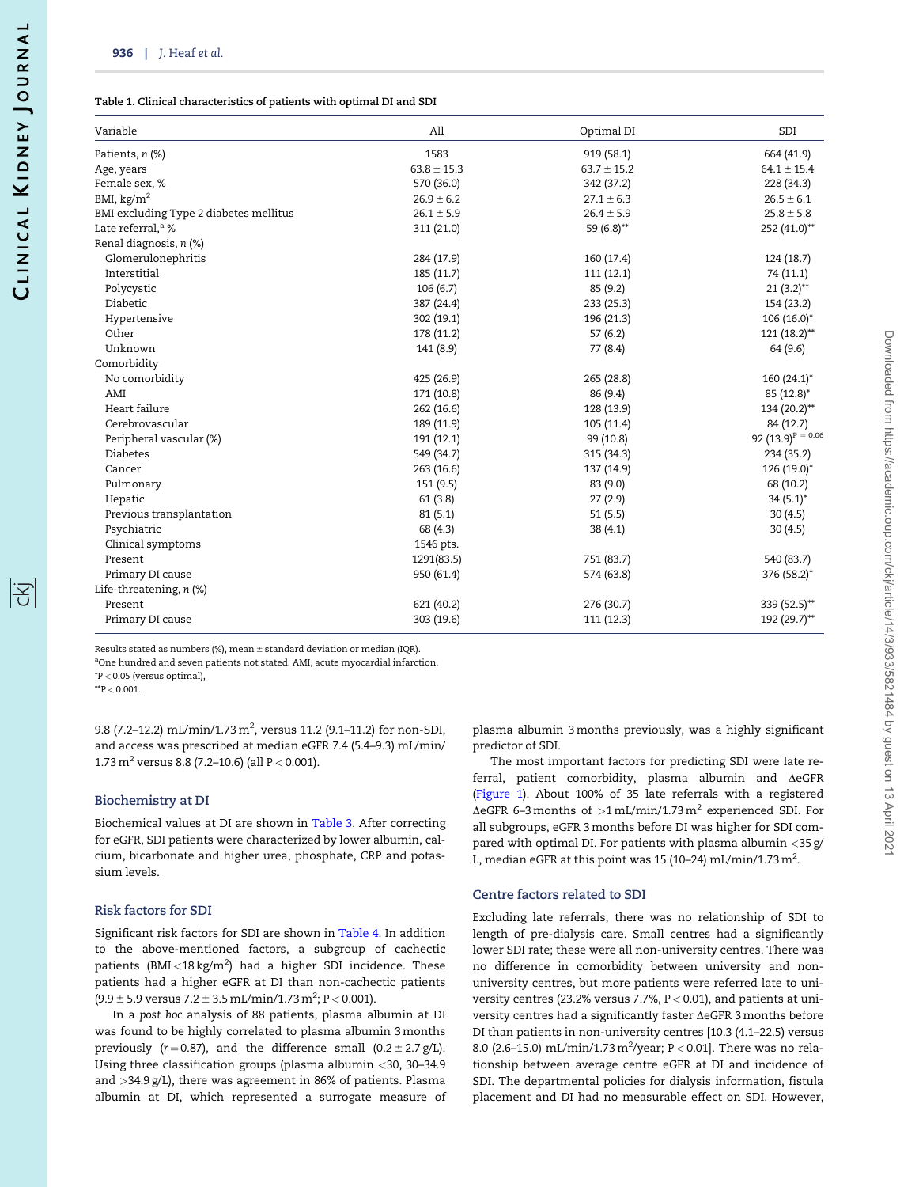**Table 1. Clinical characteristics of patients with optimal DI and SDI**

| Variable | All | Optimal DI | SDI |
|---|---|---|---|
| Patients, *n* (%) | 1583 | 919 (58.1) | 664 (41.9) |
| Age, years | 63.8 ± 15.3 | 63.7 ± 15.2 | 64.1 ± 15.4 |
| Female sex, % | 570 (36.0) | 342 (37.2) | 228 (34.3) |
| BMI, kg/m$^2$ | 26.9 ± 6.2 | 27.1 ± 6.3 | 26.5 ± 6.1 |
| BMI excluding Type 2 diabetes mellitus | 26.1 ± 5.9 | 26.4 ± 5.9 | 25.8 ± 5.8 |
| Late referral,[a] % | 311 (21.0) | 59 (6.8)** | 252 (41.0)** |
| Renal diagnosis, *n* (%) | | | |
| Glomerulonephritis | 284 (17.9) | 160 (17.4) | 124 (18.7) |
| Interstitial | 185 (11.7) | 111 (12.1) | 74 (11.1) |
| Polycystic | 106 (6.7) | 85 (9.2) | 21 (3.2)** |
| Diabetic | 387 (24.4) | 233 (25.3) | 154 (23.2) |
| Hypertensive | 302 (19.1) | 196 (21.3) | 106 (16.0)* |
| Other | 178 (11.2) | 57 (6.2) | 121 (18.2)** |
| Unknown | 141 (8.9) | 77 (8.4) | 64 (9.6) |
| Comorbidity | | | |
| No comorbidity | 425 (26.9) | 265 (28.8) | 160 (24.1)* |
| AMI | 171 (10.8) | 86 (9.4) | 85 (12.8)* |
| Heart failure | 262 (16.6) | 128 (13.9) | 134 (20.2)** |
| Cerebrovascular | 189 (11.9) | 105 (11.4) | 84 (12.7) |
| Peripheral vascular (%) | 191 (12.1) | 99 (10.8) | 92 (13.9)$^{P = 0.06}$ |
| Diabetes | 549 (34.7) | 315 (34.3) | 234 (35.2) |
| Cancer | 263 (16.6) | 137 (14.9) | 126 (19.0)* |
| Pulmonary | 151 (9.5) | 83 (9.0) | 68 (10.2) |
| Hepatic | 61 (3.8) | 27 (2.9) | 34 (5.1)* |
| Previous transplantation | 81 (5.1) | 51 (5.5) | 30 (4.5) |
| Psychiatric | 68 (4.3) | 38 (4.1) | 30 (4.5) |
| Clinical symptoms | 1546 pts. | | |
| Present | 1291(83.5) | 751 (83.7) | 540 (83.7) |
| Primary DI cause | 950 (61.4) | 574 (63.8) | 376 (58.2)* |
| Life-threatening, *n* (%) | | | |
| Present | 621 (40.2) | 276 (30.7) | 339 (52.5)** |
| Primary DI cause | 303 (19.6) | 111 (12.3) | 192 (29.7)** |

Results stated as numbers (%), mean ± standard deviation or median (IQR).

[a]One hundred and seven patients not stated. AMI, acute myocardial infarction.

*P < 0.05 (versus optimal),

**P < 0.001.

9.8 (7.2–12.2) mL/min/1.73 m$^2$, versus 11.2 (9.1–11.2) for non-SDI, and access was prescribed at median eGFR 7.4 (5.4–9.3) mL/min/1.73 m$^2$ versus 8.8 (7.2–10.6) (all $P < 0.001$).

### Biochemistry at DI

Biochemical values at DI are shown in Table 3. After correcting for eGFR, SDI patients were characterized by lower albumin, calcium, bicarbonate and higher urea, phosphate, CRP and potassium levels.

### Risk factors for SDI

Significant risk factors for SDI are shown in Table 4. In addition to the above-mentioned factors, a subgroup of cachectic patients (BMI <18 kg/m$^2$) had a higher SDI incidence. These patients had a higher eGFR at DI than non-cachectic patients (9.9 ± 5.9 versus 7.2 ± 3.5 mL/min/1.73 m$^2$; $P < 0.001$).

In a *post hoc* analysis of 88 patients, plasma albumin at DI was found to be highly correlated to plasma albumin 3 months previously ($r = 0.87$), and the difference small (0.2 ± 2.7 g/L). Using three classification groups (plasma albumin <30, 30–34.9 and >34.9 g/L), there was agreement in 86% of patients. Plasma albumin at DI, which represented a surrogate measure of plasma albumin 3 months previously, was a highly significant predictor of SDI.

The most important factors for predicting SDI were late referral, patient comorbidity, plasma albumin and ΔeGFR (Figure 1). About 100% of 35 late referrals with a registered ΔeGFR 6–3 months of >1 mL/min/1.73 m$^2$ experienced SDI. For all subgroups, eGFR 3 months before DI was higher for SDI compared with optimal DI. For patients with plasma albumin <35 g/L, median eGFR at this point was 15 (10–24) mL/min/1.73 m$^2$.

### Centre factors related to SDI

Excluding late referrals, there was no relationship of SDI to length of pre-dialysis care. Small centres had a significantly lower SDI rate; these were all non-university centres. There was no difference in comorbidity between university and non-university centres, but more patients were referred late to university centres (23.2% versus 7.7%, $P < 0.01$), and patients at university centres had a significantly faster ΔeGFR 3 months before DI than patients in non-university centres [10.3 (4.1–22.5) versus 8.0 (2.6–15.0) mL/min/1.73 m$^2$/year; $P < 0.01$]. There was no relationship between average centre eGFR at DI and incidence of SDI. The departmental policies for dialysis information, fistula placement and DI had no measurable effect on SDI. However,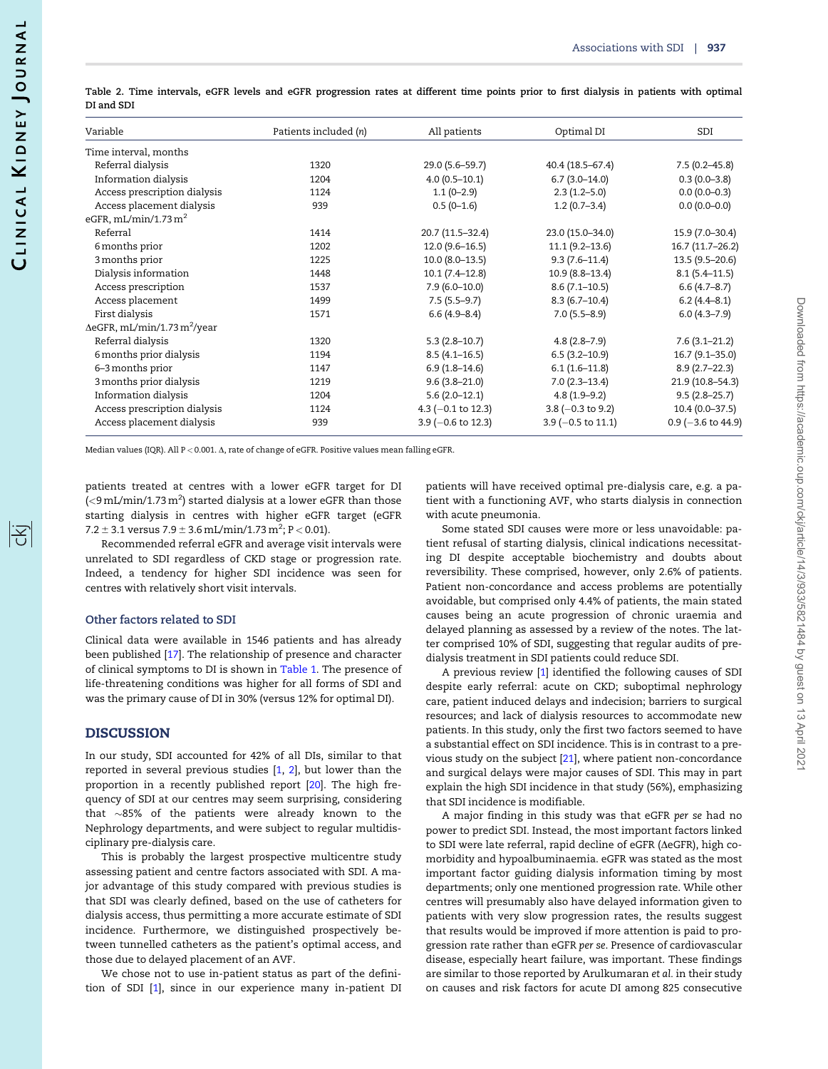Table 2. Time intervals, eGFR levels and eGFR progression rates at different time points prior to first dialysis in patients with optimal DI and SDI

| Variable | Patients included (n) | All patients | Optimal DI | SDI |
|---|---|---|---|---|
| Time interval, months | | | | |
| Referral dialysis | 1320 | 29.0 (5.6–59.7) | 40.4 (18.5–67.4) | 7.5 (0.2–45.8) |
| Information dialysis | 1204 | 4.0 (0.5–10.1) | 6.7 (3.0–14.0) | 0.3 (0.0–3.8) |
| Access prescription dialysis | 1124 | 1.1 (0–2.9) | 2.3 (1.2–5.0) | 0.0 (0.0–0.3) |
| Access placement dialysis | 939 | 0.5 (0–1.6) | 1.2 (0.7–3.4) | 0.0 (0.0–0.0) |
| eGFR, mL/min/1.73 m$^2$ | | | | |
| Referral | 1414 | 20.7 (11.5–32.4) | 23.0 (15.0–34.0) | 15.9 (7.0–30.4) |
| 6 months prior | 1202 | 12.0 (9.6–16.5) | 11.1 (9.2–13.6) | 16.7 (11.7–26.2) |
| 3 months prior | 1225 | 10.0 (8.0–13.5) | 9.3 (7.6–11.4) | 13.5 (9.5–20.6) |
| Dialysis information | 1448 | 10.1 (7.4–12.8) | 10.9 (8.8–13.4) | 8.1 (5.4–11.5) |
| Access prescription | 1537 | 7.9 (6.0–10.0) | 8.6 (7.1–10.5) | 6.6 (4.7–8.7) |
| Access placement | 1499 | 7.5 (5.5–9.7) | 8.3 (6.7–10.4) | 6.2 (4.4–8.1) |
| First dialysis | 1571 | 6.6 (4.9–8.4) | 7.0 (5.5–8.9) | 6.0 (4.3–7.9) |
| ΔeGFR, mL/min/1.73 m$^2$/year | | | | |
| Referral dialysis | 1320 | 5.3 (2.8–10.7) | 4.8 (2.8–7.9) | 7.6 (3.1–21.2) |
| 6 months prior dialysis | 1194 | 8.5 (4.1–16.5) | 6.5 (3.2–10.9) | 16.7 (9.1–35.0) |
| 6–3 months prior | 1147 | 6.9 (1.8–14.6) | 6.1 (1.6–11.8) | 8.9 (2.7–22.3) |
| 3 months prior dialysis | 1219 | 9.6 (3.8–21.0) | 7.0 (2.3–13.4) | 21.9 (10.8–54.3) |
| Information dialysis | 1204 | 5.6 (2.0–12.1) | 4.8 (1.9–9.2) | 9.5 (2.8–25.7) |
| Access prescription dialysis | 1124 | 4.3 (−0.1 to 12.3) | 3.8 (−0.3 to 9.2) | 10.4 (0.0–37.5) |
| Access placement dialysis | 939 | 3.9 (−0.6 to 12.3) | 3.9 (−0.5 to 11.1) | 0.9 (−3.6 to 44.9) |

Median values (IQR). All $P < 0.001$. Δ, rate of change of eGFR. Positive values mean falling eGFR.

patients treated at centres with a lower eGFR target for DI (<9 mL/min/1.73 m$^2$) started dialysis at a lower eGFR than those starting dialysis in centres with higher eGFR target (eGFR 7.2 ± 3.1 versus 7.9 ± 3.6 mL/min/1.73 m$^2$; $P < 0.01$).

Recommended referral eGFR and average visit intervals were unrelated to SDI regardless of CKD stage or progression rate. Indeed, a tendency for higher SDI incidence was seen for centres with relatively short visit intervals.

### Other factors related to SDI

Clinical data were available in 1546 patients and has already been published [17]. The relationship of presence and character of clinical symptoms to DI is shown in Table 1. The presence of life-threatening conditions was higher for all forms of SDI and was the primary cause of DI in 30% (versus 12% for optimal DI).

## DISCUSSION

In our study, SDI accounted for 42% of all DIs, similar to that reported in several previous studies [1, 2], but lower than the proportion in a recently published report [20]. The high frequency of SDI at our centres may seem surprising, considering that ∼85% of the patients were already known to the Nephrology departments, and were subject to regular multidisciplinary pre-dialysis care.

This is probably the largest prospective multicentre study assessing patient and centre factors associated with SDI. A major advantage of this study compared with previous studies is that SDI was clearly defined, based on the use of catheters for dialysis access, thus permitting a more accurate estimate of SDI incidence. Furthermore, we distinguished prospectively between tunnelled catheters as the patient's optimal access, and those due to delayed placement of an AVF.

We chose not to use in-patient status as part of the definition of SDI [1], since in our experience many in-patient DI patients will have received optimal pre-dialysis care, e.g. a patient with a functioning AVF, who starts dialysis in connection with acute pneumonia.

Some stated SDI causes were more or less unavoidable: patient refusal of starting dialysis, clinical indications necessitating DI despite acceptable biochemistry and doubts about reversibility. These comprised, however, only 2.6% of patients. Patient non-concordance and access problems are potentially avoidable, but comprised only 4.4% of patients, the main stated causes being an acute progression of chronic uraemia and delayed planning as assessed by a review of the notes. The latter comprised 10% of SDI, suggesting that regular audits of pre-dialysis treatment in SDI patients could reduce SDI.

A previous review [1] identified the following causes of SDI despite early referral: acute on CKD; suboptimal nephrology care, patient induced delays and indecision; barriers to surgical resources; and lack of dialysis resources to accommodate new patients. In this study, only the first two factors seemed to have a substantial effect on SDI incidence. This is in contrast to a previous study on the subject [21], where patient non-concordance and surgical delays were major causes of SDI. This may in part explain the high SDI incidence in that study (56%), emphasizing that SDI incidence is modifiable.

A major finding in this study was that eGFR *per se* had no power to predict SDI. Instead, the most important factors linked to SDI were late referral, rapid decline of eGFR (ΔeGFR), high comorbidity and hypoalbuminaemia. eGFR was stated as the most important factor guiding dialysis information timing by most departments; only one mentioned progression rate. While other centres will presumably also have delayed information given to patients with very slow progression rates, the results suggest that results would be improved if more attention is paid to progression rate rather than eGFR *per se*. Presence of cardiovascular disease, especially heart failure, was important. These findings are similar to those reported by Arulkumaran *et al.* in their study on causes and risk factors for acute DI among 825 consecutive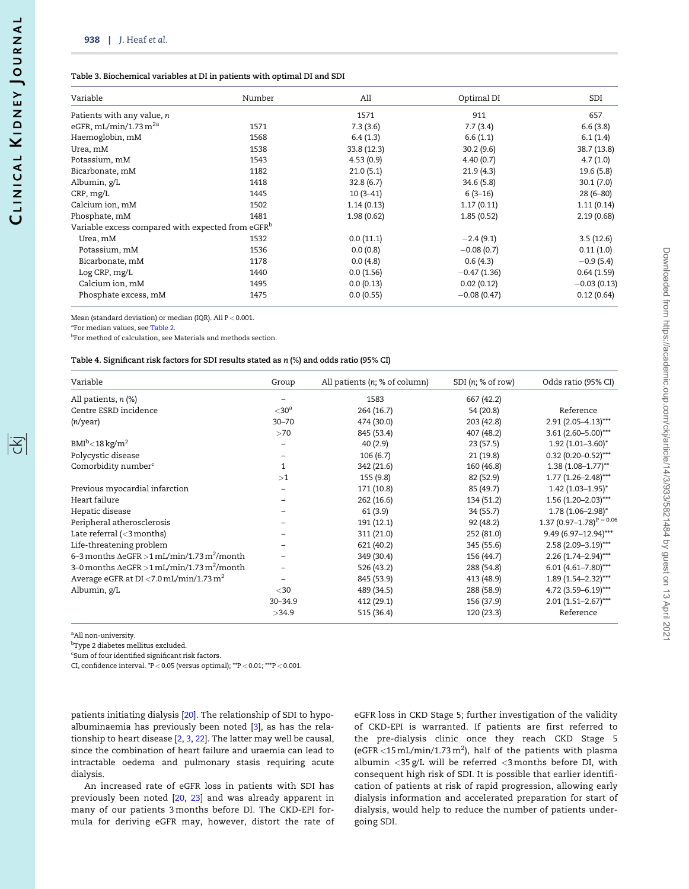**Table 3. Biochemical variables at DI in patients with optimal DI and SDI**

| Variable | Number | All | Optimal DI | SDI |
|---|---|---|---|---|
| Patients with any value, *n* | | 1571 | 911 | 657 |
| eGFR, mL/min/1.73 $m^2$ [a] | 1571 | 7.3 (3.6) | 7.7 (3.4) | 6.6 (3.8) |
| Haemoglobin, mM | 1568 | 6.4 (1.3) | 6.6 (1.1) | 6.1 (1.4) |
| Urea, mM | 1538 | 33.8 (12.3) | 30.2 (9.6) | 38.7 (13.8) |
| Potassium, mM | 1543 | 4.53 (0.9) | 4.40 (0.7) | 4.7 (1.0) |
| Bicarbonate, mM | 1182 | 21.0 (5.1) | 21.9 (4.3) | 19.6 (5.8) |
| Albumin, g/L | 1418 | 32.8 (6.7) | 34.6 (5.8) | 30.1 (7.0) |
| CRP, mg/L | 1445 | 10 (3–41) | 6 (3–16) | 28 (6–80) |
| Calcium ion, mM | 1502 | 1.14 (0.13) | 1.17 (0.11) | 1.11 (0.14) |
| Phosphate, mM | 1481 | 1.98 (0.62) | 1.85 (0.52) | 2.19 (0.68) |
| Variable excess compared with expected from eGFR[b] | | | | |
| Urea, mM | 1532 | 0.0 (11.1) | −2.4 (9.1) | 3.5 (12.6) |
| Potassium, mM | 1536 | 0.0 (0.8) | −0.08 (0.7) | 0.11 (1.0) |
| Bicarbonate, mM | 1178 | 0.0 (4.8) | 0.6 (4.3) | −0.9 (5.4) |
| Log CRP, mg/L | 1440 | 0.0 (1.56) | −0.47 (1.36) | 0.64 (1.59) |
| Calcium ion, mM | 1495 | 0.0 (0.13) | 0.02 (0.12) | −0.03 (0.13) |
| Phosphate excess, mM | 1475 | 0.0 (0.55) | −0.08 (0.47) | 0.12 (0.64) |

Mean (standard deviation) or median (IQR). All $P < 0.001$.

[a]For median values, see Table 2.

[b]For method of calculation, see Materials and methods section.

**Table 4. Significant risk factors for SDI results stated as *n* (%) and odds ratio (95% CI)**

| Variable | Group | All patients (*n*; % of column) | SDI (*n*; % of row) | Odds ratio (95% CI) |
|---|---|---|---|---|
| All patients, *n* (%) | – | 1583 | 667 (42.2) | |
| Centre ESRD incidence | <30[a] | 264 (16.7) | 54 (20.8) | Reference |
| (*n*/year) | 30–70 | 474 (30.0) | 203 (42.8) | 2.91 (2.05–4.13)*** |
| | >70 | 845 (53.4) | 407 (48.2) | 3.61 (2.60–5.00)*** |
| BMI[b] <18 kg/$m^2$ | – | 40 (2.9) | 23 (57.5) | 1.92 (1.01–3.60)* |
| Polycystic disease | – | 106 (6.7) | 21 (19.8) | 0.32 (0.20–0.52)*** |
| Comorbidity number[c] | 1 | 342 (21.6) | 160 (46.8) | 1.38 (1.08–1.77)** |
| | >1 | 155 (9.8) | 82 (52.9) | 1.77 (1.26–2.48)*** |
| Previous myocardial infarction | – | 171 (10.8) | 85 (49.7) | 1.42 (1.03–1.95)* |
| Heart failure | – | 262 (16.6) | 134 (51.2) | 1.56 (1.20–2.03)*** |
| Hepatic disease | – | 61 (3.9) | 34 (55.7) | 1.78 (1.06–2.98)* |
| Peripheral atherosclerosis | – | 191 (12.1) | 92 (48.2) | 1.37 (0.97–1.78)$^{P = 0.06}$ |
| Late referral (<3 months) | – | 311 (21.0) | 252 (81.0) | 9.49 (6.97–12.94)*** |
| Life-threatening problem | – | 621 (40.2) | 345 (55.6) | 2.58 (2.09–3.19)*** |
| 6–3 months ΔeGFR >1 mL/min/1.73 $m^2$/month | – | 349 (30.4) | 156 (44.7) | 2.26 (1.74–2.94)*** |
| 3–0 months ΔeGFR >1 mL/min/1.73 $m^2$/month | – | 526 (43.2) | 288 (54.8) | 6.01 (4.61–7.80)*** |
| Average eGFR at DI <7.0 mL/min/1.73 $m^2$ | – | 845 (53.9) | 413 (48.9) | 1.89 (1.54–2.32)*** |
| Albumin, g/L | <30 | 489 (34.5) | 288 (58.9) | 4.72 (3.59–6.19)*** |
| | 30–34.9 | 412 (29.1) | 156 (37.9) | 2.01 (1.51–2.67)*** |
| | >34.9 | 515 (36.4) | 120 (23.3) | Reference |

[a]All non-university.

[b]Type 2 diabetes mellitus excluded.

[c]Sum of four identified significant risk factors.

CI, confidence interval. *$P < 0.05$ (versus optimal); **$P < 0.01$; ***$P < 0.001$.

patients initiating dialysis [20]. The relationship of SDI to hypoalbuminaemia has previously been noted [3], as has the relationship to heart disease [2, 3, 22]. The latter may well be causal, since the combination of heart failure and uraemia can lead to intractable oedema and pulmonary stasis requiring acute dialysis.

An increased rate of eGFR loss in patients with SDI has previously been noted [20, 23] and was already apparent in many of our patients 3 months before DI. The CKD-EPI formula for deriving eGFR may, however, distort the rate of eGFR loss in CKD Stage 5; further investigation of the validity of CKD-EPI is warranted. If patients are first referred to the pre-dialysis clinic once they reach CKD Stage 5 (eGFR <15 mL/min/1.73 $m^2$), half of the patients with plasma albumin <35 g/L will be referred <3 months before DI, with consequent high risk of SDI. It is possible that earlier identification of patients at risk of rapid progression, allowing early dialysis information and accelerated preparation for start of dialysis, would help to reduce the number of patients undergoing SDI.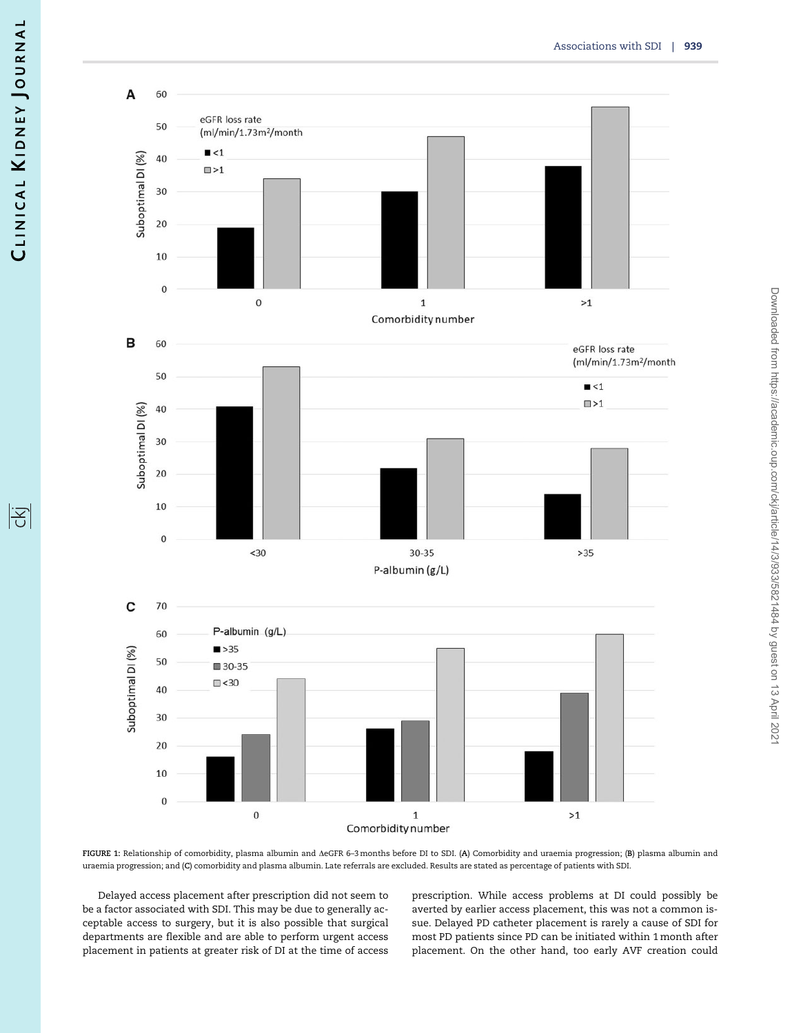A

eGFR loss rate
(ml/min/1.73m²/month

<1

>1

Suboptimal DI (%)

60
50
40
30
20
10
0

0
1
>1

Comorbidity number

B

eGFR loss rate
(ml/min/1.73m²/month

<1

>1

Suboptimal DI (%)

60
50
40
30
20
10
0

<30
30-35
>35

P-albumin (g/L)

C

P-albumin (g/L)

>35

30-35

<30

Suboptimal DI (%)

70
60
50
40
30
20
10
0

0
1
>1

Comorbidity number

FIGURE 1: Relationship of comorbidity, plasma albumin and ΔeGFR 6–3 months before DI to SDI. (A) Comorbidity and uraemia progression; (B) plasma albumin and uraemia progression; and (C) comorbidity and plasma albumin. Late referrals are excluded. Results are stated as percentage of patients with SDI.

Delayed access placement after prescription did not seem to be a factor associated with SDI. This may be due to generally acceptable access to surgery, but it is also possible that surgical departments are flexible and are able to perform urgent access placement in patients at greater risk of DI at the time of access prescription. While access problems at DI could possibly be averted by earlier access placement, this was not a common issue. Delayed PD catheter placement is rarely a cause of SDI for most PD patients since PD can be initiated within 1 month after placement. On the other hand, too early AVF creation could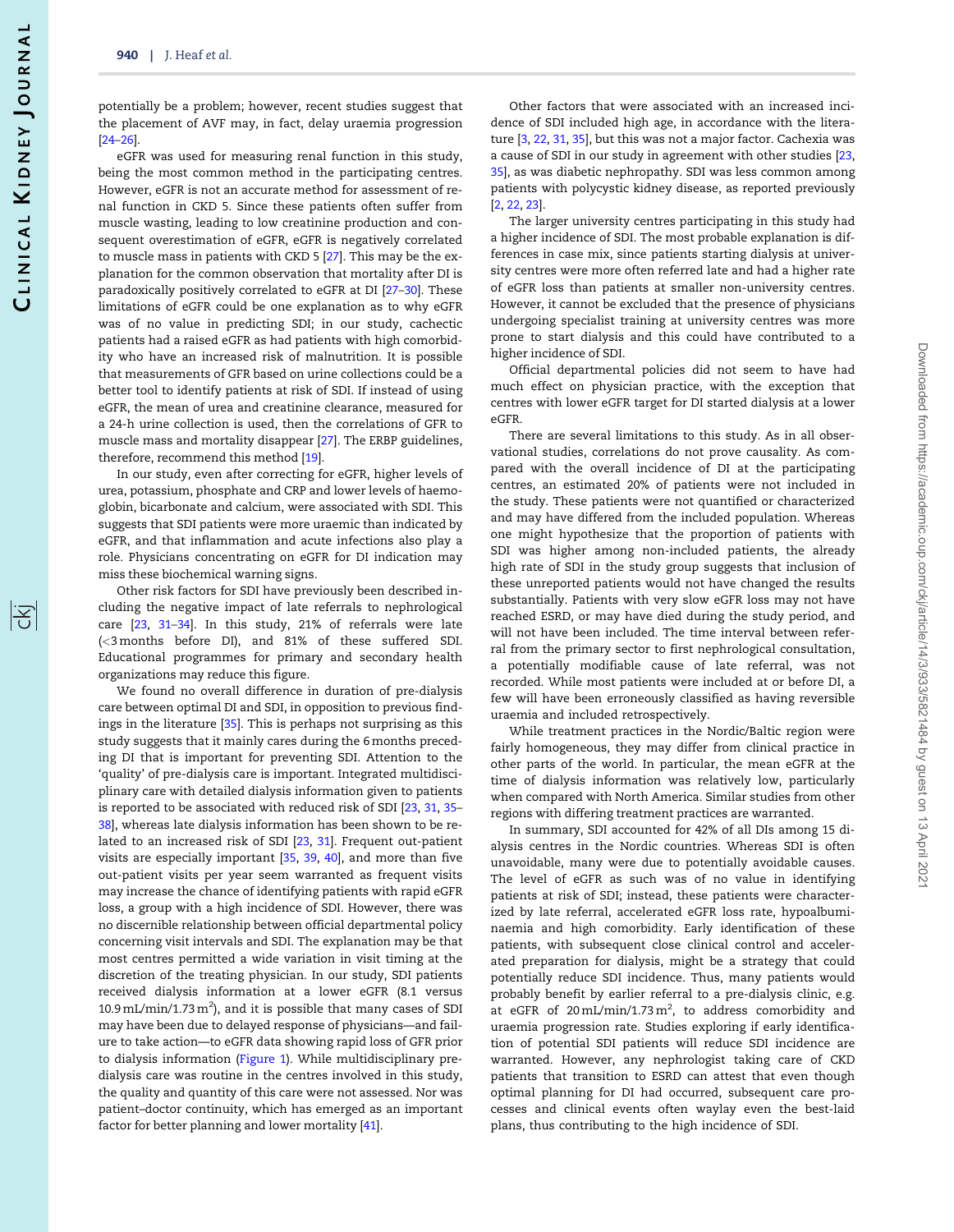potentially be a problem; however, recent studies suggest that the placement of AVF may, in fact, delay uraemia progression [24–26].

eGFR was used for measuring renal function in this study, being the most common method in the participating centres. However, eGFR is not an accurate method for assessment of renal function in CKD 5. Since these patients often suffer from muscle wasting, leading to low creatinine production and consequent overestimation of eGFR, eGFR is negatively correlated to muscle mass in patients with CKD 5 [27]. This may be the explanation for the common observation that mortality after DI is paradoxically positively correlated to eGFR at DI [27–30]. These limitations of eGFR could be one explanation as to why eGFR was of no value in predicting SDI; in our study, cachectic patients had a raised eGFR as had patients with high comorbidity who have an increased risk of malnutrition. It is possible that measurements of GFR based on urine collections could be a better tool to identify patients at risk of SDI. If instead of using eGFR, the mean of urea and creatinine clearance, measured for a 24-h urine collection is used, then the correlations of GFR to muscle mass and mortality disappear [27]. The ERBP guidelines, therefore, recommend this method [19].

In our study, even after correcting for eGFR, higher levels of urea, potassium, phosphate and CRP and lower levels of haemoglobin, bicarbonate and calcium, were associated with SDI. This suggests that SDI patients were more uraemic than indicated by eGFR, and that inflammation and acute infections also play a role. Physicians concentrating on eGFR for DI indication may miss these biochemical warning signs.

Other risk factors for SDI have previously been described including the negative impact of late referrals to nephrological care [23, 31–34]. In this study, 21% of referrals were late (<3 months before DI), and 81% of these suffered SDI. Educational programmes for primary and secondary health organizations may reduce this figure.

We found no overall difference in duration of pre-dialysis care between optimal DI and SDI, in opposition to previous findings in the literature [35]. This is perhaps not surprising as this study suggests that it mainly cares during the 6 months preceding DI that is important for preventing SDI. Attention to the 'quality' of pre-dialysis care is important. Integrated multidisciplinary care with detailed dialysis information given to patients is reported to be associated with reduced risk of SDI [23, 31, 35–38], whereas late dialysis information has been shown to be related to an increased risk of SDI [23, 31]. Frequent out-patient visits are especially important [35, 39, 40], and more than five out-patient visits per year seem warranted as frequent visits may increase the chance of identifying patients with rapid eGFR loss, a group with a high incidence of SDI. However, there was no discernible relationship between official departmental policy concerning visit intervals and SDI. The explanation may be that most centres permitted a wide variation in visit timing at the discretion of the treating physician. In our study, SDI patients received dialysis information at a lower eGFR (8.1 versus 10.9 mL/min/1.73 $m^2$), and it is possible that many cases of SDI may have been due to delayed response of physicians—and failure to take action—to eGFR data showing rapid loss of GFR prior to dialysis information (Figure 1). While multidisciplinary pre-dialysis care was routine in the centres involved in this study, the quality and quantity of this care were not assessed. Nor was patient–doctor continuity, which has emerged as an important factor for better planning and lower mortality [41].

Other factors that were associated with an increased incidence of SDI included high age, in accordance with the literature [3, 22, 31, 35], but this was not a major factor. Cachexia was a cause of SDI in our study in agreement with other studies [23, 35], as was diabetic nephropathy. SDI was less common among patients with polycystic kidney disease, as reported previously [2, 22, 23].

The larger university centres participating in this study had a higher incidence of SDI. The most probable explanation is differences in case mix, since patients starting dialysis at university centres were more often referred late and had a higher rate of eGFR loss than patients at smaller non-university centres. However, it cannot be excluded that the presence of physicians undergoing specialist training at university centres was more prone to start dialysis and this could have contributed to a higher incidence of SDI.

Official departmental policies did not seem to have had much effect on physician practice, with the exception that centres with lower eGFR target for DI started dialysis at a lower eGFR.

There are several limitations to this study. As in all observational studies, correlations do not prove causality. As compared with the overall incidence of DI at the participating centres, an estimated 20% of patients were not included in the study. These patients were not quantified or characterized and may have differed from the included population. Whereas one might hypothesize that the proportion of patients with SDI was higher among non-included patients, the already high rate of SDI in the study group suggests that inclusion of these unreported patients would not have changed the results substantially. Patients with very slow eGFR loss may not have reached ESRD, or may have died during the study period, and will not have been included. The time interval between referral from the primary sector to first nephrological consultation, a potentially modifiable cause of late referral, was not recorded. While most patients were included at or before DI, a few will have been erroneously classified as having reversible uraemia and included retrospectively.

While treatment practices in the Nordic/Baltic region were fairly homogeneous, they may differ from clinical practice in other parts of the world. In particular, the mean eGFR at the time of dialysis information was relatively low, particularly when compared with North America. Similar studies from other regions with differing treatment practices are warranted.

In summary, SDI accounted for 42% of all DIs among 15 dialysis centres in the Nordic countries. Whereas SDI is often unavoidable, many were due to potentially avoidable causes. The level of eGFR as such was of no value in identifying patients at risk of SDI; instead, these patients were characterized by late referral, accelerated eGFR loss rate, hypoalbuminaemia and high comorbidity. Early identification of these patients, with subsequent close clinical control and accelerated preparation for dialysis, might be a strategy that could potentially reduce SDI incidence. Thus, many patients would probably benefit by earlier referral to a pre-dialysis clinic, e.g. at eGFR of 20 mL/min/1.73 $m^2$, to address comorbidity and uraemia progression rate. Studies exploring if early identification of potential SDI patients will reduce SDI incidence are warranted. However, any nephrologist taking care of CKD patients that transition to ESRD can attest that even though optimal planning for DI had occurred, subsequent care processes and clinical events often waylay even the best-laid plans, thus contributing to the high incidence of SDI.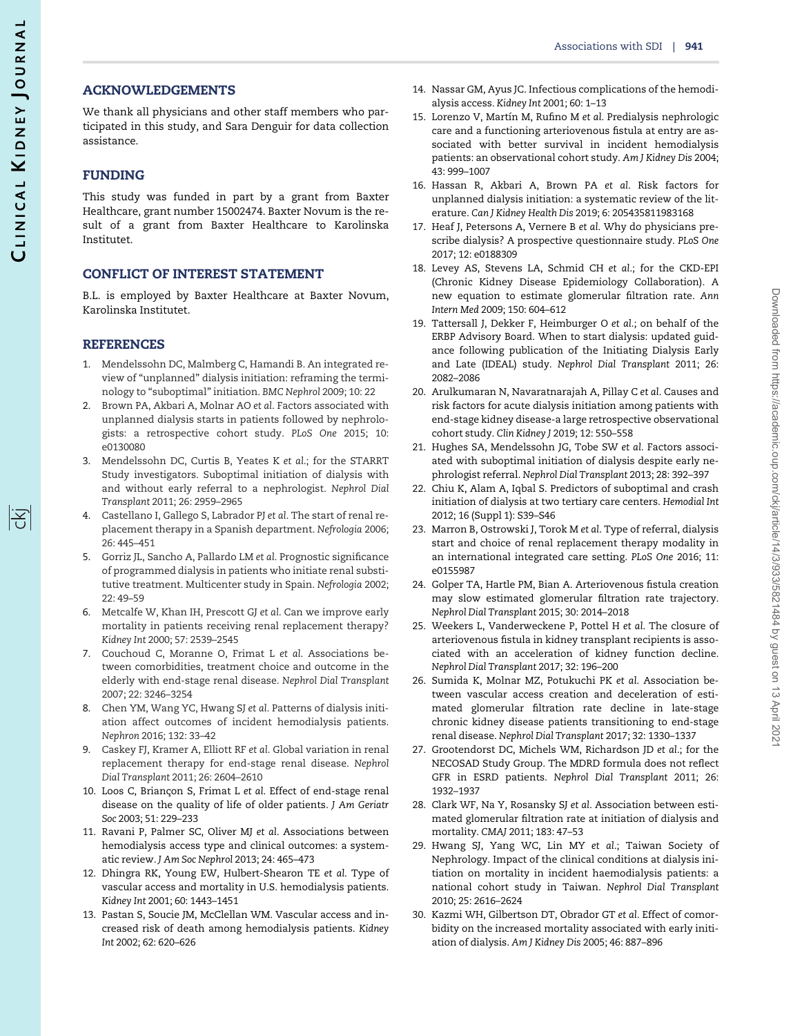## ACKNOWLEDGEMENTS

We thank all physicians and other staff members who participated in this study, and Sara Denguir for data collection assistance.

## FUNDING

This study was funded in part by a grant from Baxter Healthcare, grant number 15002474. Baxter Novum is the result of a grant from Baxter Healthcare to Karolinska Institutet.

## CONFLICT OF INTEREST STATEMENT

B.L. is employed by Baxter Healthcare at Baxter Novum, Karolinska Institutet.

## REFERENCES

1. Mendelssohn DC, Malmberg C, Hamandi B. An integrated review of "unplanned" dialysis initiation: reframing the terminology to "suboptimal" initiation. *BMC Nephrol* 2009; 10: 22
2. Brown PA, Akbari A, Molnar AO *et al.* Factors associated with unplanned dialysis starts in patients followed by nephrologists: a retrospective cohort study. *PLoS One* 2015; 10: e0130080
3. Mendelssohn DC, Curtis B, Yeates K *et al.*; for the STARRT Study investigators. Suboptimal initiation of dialysis with and without early referral to a nephrologist. *Nephrol Dial Transplant* 2011; 26: 2959–2965
4. Castellano I, Gallego S, Labrador PJ *et al.* The start of renal replacement therapy in a Spanish department. *Nefrologia* 2006; 26: 445–451
5. Gorriz JL, Sancho A, Pallardo LM *et al.* Prognostic significance of programmed dialysis in patients who initiate renal substitutive treatment. Multicenter study in Spain. *Nefrologia* 2002; 22: 49–59
6. Metcalfe W, Khan IH, Prescott GJ *et al.* Can we improve early mortality in patients receiving renal replacement therapy? *Kidney Int* 2000; 57: 2539–2545
7. Couchoud C, Moranne O, Frimat L *et al.* Associations between comorbidities, treatment choice and outcome in the elderly with end-stage renal disease. *Nephrol Dial Transplant* 2007; 22: 3246–3254
8. Chen YM, Wang YC, Hwang SJ *et al.* Patterns of dialysis initiation affect outcomes of incident hemodialysis patients. *Nephron* 2016; 132: 33–42
9. Caskey FJ, Kramer A, Elliott RF *et al.* Global variation in renal replacement therapy for end-stage renal disease. *Nephrol Dial Transplant* 2011; 26: 2604–2610
10. Loos C, Briançon S, Frimat L *et al.* Effect of end-stage renal disease on the quality of life of older patients. *J Am Geriatr Soc* 2003; 51: 229–233
11. Ravani P, Palmer SC, Oliver MJ *et al.* Associations between hemodialysis access type and clinical outcomes: a systematic review. *J Am Soc Nephrol* 2013; 24: 465–473
12. Dhingra RK, Young EW, Hulbert-Shearon TE *et al.* Type of vascular access and mortality in U.S. hemodialysis patients. *Kidney Int* 2001; 60: 1443–1451
13. Pastan S, Soucie JM, McClellan WM. Vascular access and increased risk of death among hemodialysis patients. *Kidney Int* 2002; 62: 620–626
14. Nassar GM, Ayus JC. Infectious complications of the hemodialysis access. *Kidney Int* 2001; 60: 1–13
15. Lorenzo V, Martín M, Rufino M *et al.* Predialysis nephrologic care and a functioning arteriovenous fistula at entry are associated with better survival in incident hemodialysis patients: an observational cohort study. *Am J Kidney Dis* 2004; 43: 999–1007
16. Hassan R, Akbari A, Brown PA *et al.* Risk factors for unplanned dialysis initiation: a systematic review of the literature. *Can J Kidney Health Dis* 2019; 6: 205435811983168
17. Heaf J, Petersons A, Vernere B *et al.* Why do physicians prescribe dialysis? A prospective questionnaire study. *PLoS One* 2017; 12: e0188309
18. Levey AS, Stevens LA, Schmid CH *et al.*; for the CKD-EPI (Chronic Kidney Disease Epidemiology Collaboration). A new equation to estimate glomerular filtration rate. *Ann Intern Med* 2009; 150: 604–612
19. Tattersall J, Dekker F, Heimburger O *et al.*; on behalf of the ERBP Advisory Board. When to start dialysis: updated guidance following publication of the Initiating Dialysis Early and Late (IDEAL) study. *Nephrol Dial Transplant* 2011; 26: 2082–2086
20. Arulkumaran N, Navaratnarajah A, Pillay C *et al.* Causes and risk factors for acute dialysis initiation among patients with end-stage kidney disease-a large retrospective observational cohort study. *Clin Kidney J* 2019; 12: 550–558
21. Hughes SA, Mendelssohn JG, Tobe SW *et al.* Factors associated with suboptimal initiation of dialysis despite early nephrologist referral. *Nephrol Dial Transplant* 2013; 28: 392–397
22. Chiu K, Alam A, Iqbal S. Predictors of suboptimal and crash initiation of dialysis at two tertiary care centers. *Hemodial Int* 2012; 16 (Suppl 1): S39–S46
23. Marron B, Ostrowski J, Torok M *et al.* Type of referral, dialysis start and choice of renal replacement therapy modality in an international integrated care setting. *PLoS One* 2016; 11: e0155987
24. Golper TA, Hartle PM, Bian A. Arteriovenous fistula creation may slow estimated glomerular filtration rate trajectory. *Nephrol Dial Transplant* 2015; 30: 2014–2018
25. Weekers L, Vanderweckene P, Pottel H *et al.* The closure of arteriovenous fistula in kidney transplant recipients is associated with an acceleration of kidney function decline. *Nephrol Dial Transplant* 2017; 32: 196–200
26. Sumida K, Molnar MZ, Potukuchi PK *et al.* Association between vascular access creation and deceleration of estimated glomerular filtration rate decline in late-stage chronic kidney disease patients transitioning to end-stage renal disease. *Nephrol Dial Transplant* 2017; 32: 1330–1337
27. Grootendorst DC, Michels WM, Richardson JD *et al.*; for the NECOSAD Study Group. The MDRD formula does not reflect GFR in ESRD patients. *Nephrol Dial Transplant* 2011; 26: 1932–1937
28. Clark WF, Na Y, Rosansky SJ *et al.* Association between estimated glomerular filtration rate at initiation of dialysis and mortality. *CMAJ* 2011; 183: 47–53
29. Hwang SJ, Yang WC, Lin MY *et al.*; Taiwan Society of Nephrology. Impact of the clinical conditions at dialysis initiation on mortality in incident haemodialysis patients: a national cohort study in Taiwan. *Nephrol Dial Transplant* 2010; 25: 2616–2624
30. Kazmi WH, Gilbertson DT, Obrador GT *et al.* Effect of comorbidity on the increased mortality associated with early initiation of dialysis. *Am J Kidney Dis* 2005; 46: 887–896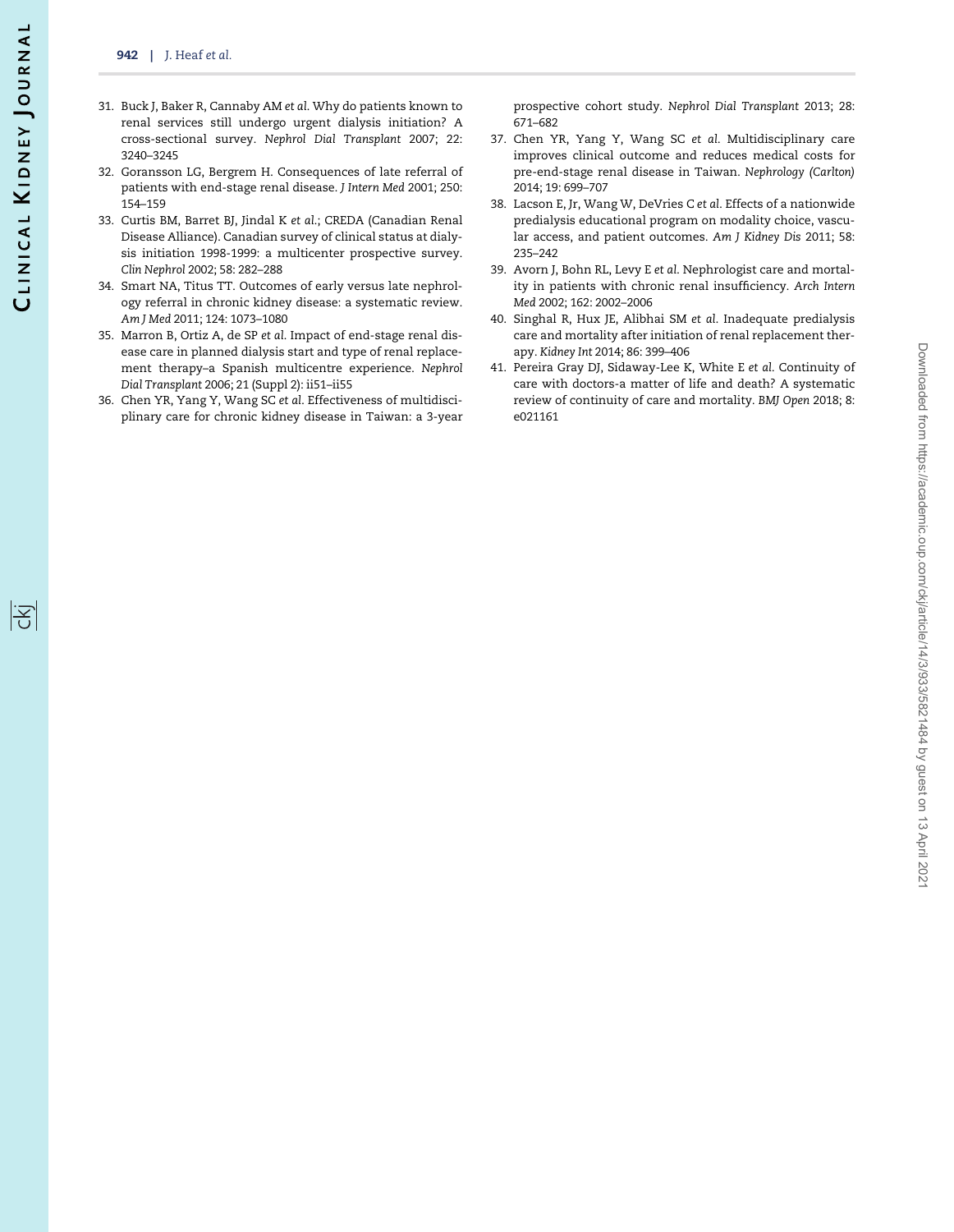31. Buck J, Baker R, Cannaby AM *et al*. Why do patients known to renal services still undergo urgent dialysis initiation? A cross-sectional survey. *Nephrol Dial Transplant* 2007; 22: 3240–3245
32. Goransson LG, Bergrem H. Consequences of late referral of patients with end-stage renal disease. *J Intern Med* 2001; 250: 154–159
33. Curtis BM, Barret BJ, Jindal K *et al*.; CREDA (Canadian Renal Disease Alliance). Canadian survey of clinical status at dialysis initiation 1998-1999: a multicenter prospective survey. *Clin Nephrol* 2002; 58: 282–288
34. Smart NA, Titus TT. Outcomes of early versus late nephrology referral in chronic kidney disease: a systematic review. *Am J Med* 2011; 124: 1073–1080
35. Marron B, Ortiz A, de SP *et al*. Impact of end-stage renal disease care in planned dialysis start and type of renal replacement therapy–a Spanish multicentre experience. *Nephrol Dial Transplant* 2006; 21 (Suppl 2): ii51–ii55
36. Chen YR, Yang Y, Wang SC *et al*. Effectiveness of multidisciplinary care for chronic kidney disease in Taiwan: a 3-year prospective cohort study. *Nephrol Dial Transplant* 2013; 28: 671–682
37. Chen YR, Yang Y, Wang SC *et al*. Multidisciplinary care improves clinical outcome and reduces medical costs for pre-end-stage renal disease in Taiwan. *Nephrology (Carlton)* 2014; 19: 699–707
38. Lacson E, Jr, Wang W, DeVries C *et al*. Effects of a nationwide predialysis educational program on modality choice, vascular access, and patient outcomes. *Am J Kidney Dis* 2011; 58: 235–242
39. Avorn J, Bohn RL, Levy E *et al*. Nephrologist care and mortality in patients with chronic renal insufficiency. *Arch Intern Med* 2002; 162: 2002–2006
40. Singhal R, Hux JE, Alibhai SM *et al*. Inadequate predialysis care and mortality after initiation of renal replacement therapy. *Kidney Int* 2014; 86: 399–406
41. Pereira Gray DJ, Sidaway-Lee K, White E *et al*. Continuity of care with doctors-a matter of life and death? A systematic review of continuity of care and mortality. *BMJ Open* 2018; 8: e021161